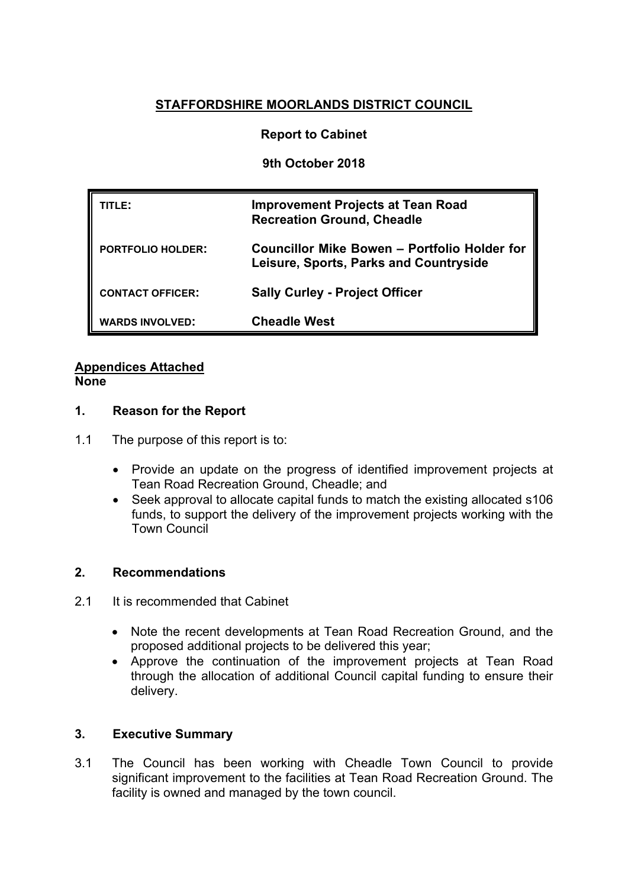# STAFFORDSHIRE MOORLANDS DISTRICT COUNCIL

**Report to Cabinet**

**9th October 2018**

| | |
|---|---|
| **TITLE:** | **Improvement Projects at Tean Road Recreation Ground, Cheadle** |
| **PORTFOLIO HOLDER:** | **Councillor Mike Bowen – Portfolio Holder for Leisure, Sports, Parks and Countryside** |
| **CONTACT OFFICER:** | **Sally Curley - Project Officer** |
| **WARDS INVOLVED:** | **Cheadle West** |

**Appendices Attached**
**None**

## 1. Reason for the Report

1.1 The purpose of this report is to:

- Provide an update on the progress of identified improvement projects at Tean Road Recreation Ground, Cheadle; and
- Seek approval to allocate capital funds to match the existing allocated s106 funds, to support the delivery of the improvement projects working with the Town Council

## 2. Recommendations

2.1 It is recommended that Cabinet

- Note the recent developments at Tean Road Recreation Ground, and the proposed additional projects to be delivered this year;
- Approve the continuation of the improvement projects at Tean Road through the allocation of additional Council capital funding to ensure their delivery.

## 3. Executive Summary

3.1 The Council has been working with Cheadle Town Council to provide significant improvement to the facilities at Tean Road Recreation Ground. The facility is owned and managed by the town council.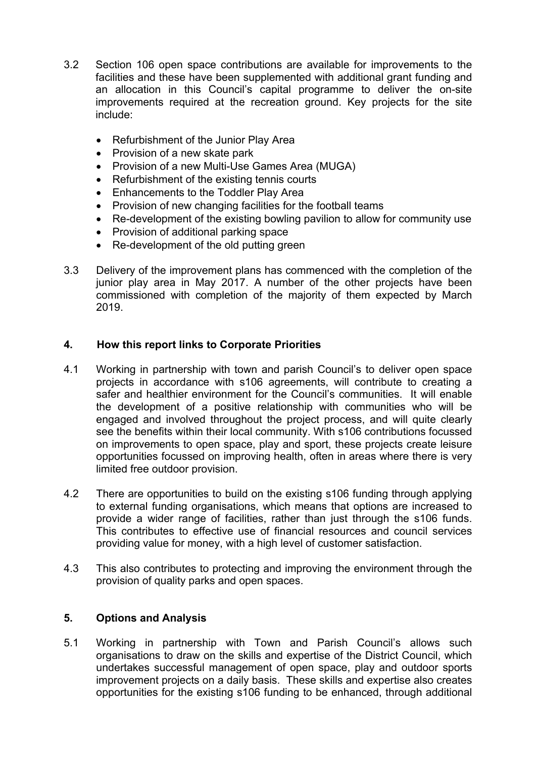3.2 Section 106 open space contributions are available for improvements to the facilities and these have been supplemented with additional grant funding and an allocation in this Council's capital programme to deliver the on-site improvements required at the recreation ground. Key projects for the site include:

- Refurbishment of the Junior Play Area
- Provision of a new skate park
- Provision of a new Multi-Use Games Area (MUGA)
- Refurbishment of the existing tennis courts
- Enhancements to the Toddler Play Area
- Provision of new changing facilities for the football teams
- Re-development of the existing bowling pavilion to allow for community use
- Provision of additional parking space
- Re-development of the old putting green

3.3 Delivery of the improvement plans has commenced with the completion of the junior play area in May 2017. A number of the other projects have been commissioned with completion of the majority of them expected by March 2019.

## 4. How this report links to Corporate Priorities

4.1 Working in partnership with town and parish Council's to deliver open space projects in accordance with s106 agreements, will contribute to creating a safer and healthier environment for the Council's communities. It will enable the development of a positive relationship with communities who will be engaged and involved throughout the project process, and will quite clearly see the benefits within their local community. With s106 contributions focussed on improvements to open space, play and sport, these projects create leisure opportunities focussed on improving health, often in areas where there is very limited free outdoor provision.

4.2 There are opportunities to build on the existing s106 funding through applying to external funding organisations, which means that options are increased to provide a wider range of facilities, rather than just through the s106 funds. This contributes to effective use of financial resources and council services providing value for money, with a high level of customer satisfaction.

4.3 This also contributes to protecting and improving the environment through the provision of quality parks and open spaces.

## 5. Options and Analysis

5.1 Working in partnership with Town and Parish Council's allows such organisations to draw on the skills and expertise of the District Council, which undertakes successful management of open space, play and outdoor sports improvement projects on a daily basis. These skills and expertise also creates opportunities for the existing s106 funding to be enhanced, through additional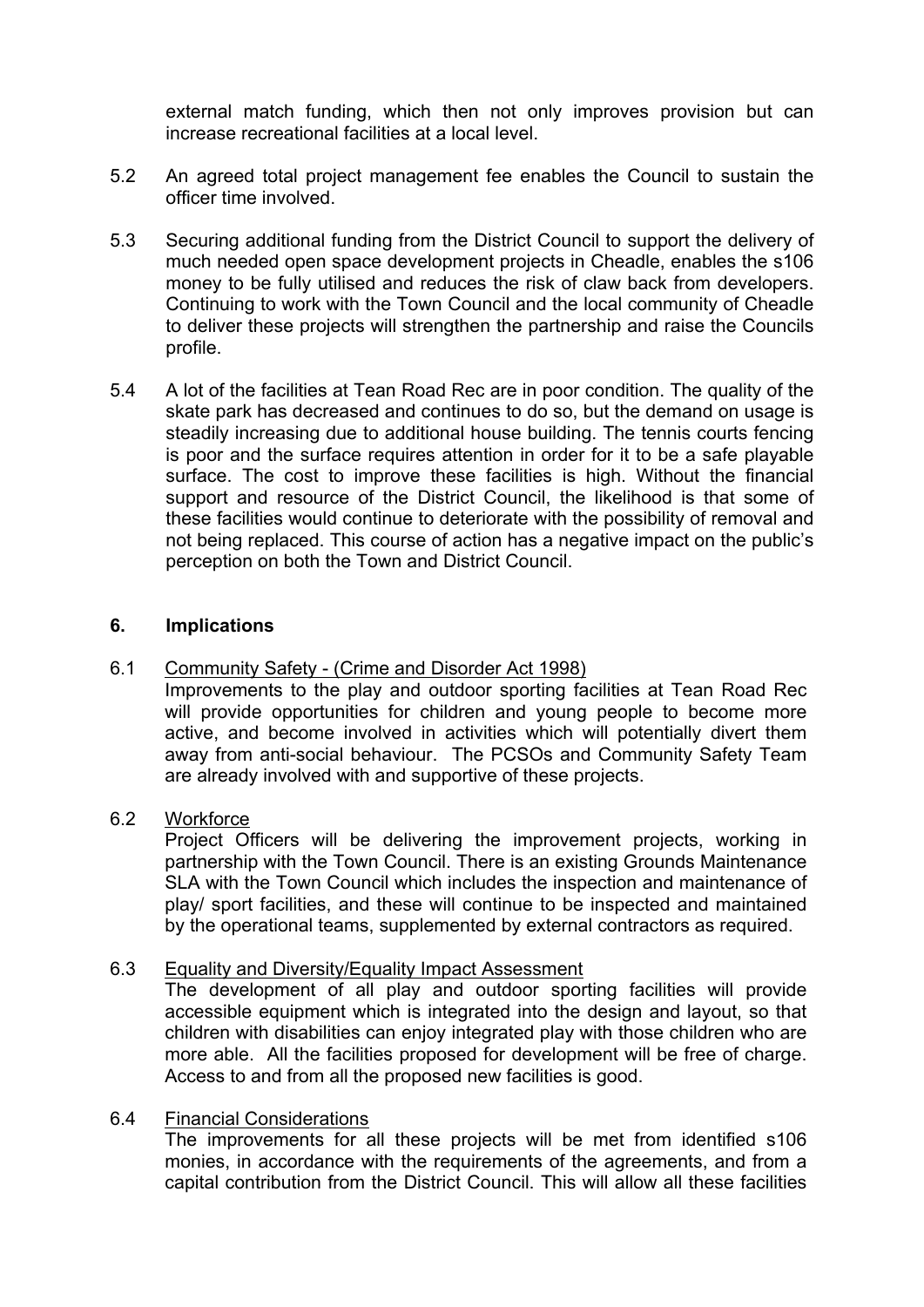external match funding, which then not only improves provision but can increase recreational facilities at a local level.

5.2 An agreed total project management fee enables the Council to sustain the officer time involved.

5.3 Securing additional funding from the District Council to support the delivery of much needed open space development projects in Cheadle, enables the s106 money to be fully utilised and reduces the risk of claw back from developers. Continuing to work with the Town Council and the local community of Cheadle to deliver these projects will strengthen the partnership and raise the Councils profile.

5.4 A lot of the facilities at Tean Road Rec are in poor condition. The quality of the skate park has decreased and continues to do so, but the demand on usage is steadily increasing due to additional house building. The tennis courts fencing is poor and the surface requires attention in order for it to be a safe playable surface. The cost to improve these facilities is high. Without the financial support and resource of the District Council, the likelihood is that some of these facilities would continue to deteriorate with the possibility of removal and not being replaced. This course of action has a negative impact on the public's perception on both the Town and District Council.

## 6. Implications

6.1 Community Safety - (Crime and Disorder Act 1998)

Improvements to the play and outdoor sporting facilities at Tean Road Rec will provide opportunities for children and young people to become more active, and become involved in activities which will potentially divert them away from anti-social behaviour. The PCSOs and Community Safety Team are already involved with and supportive of these projects.

6.2 Workforce

Project Officers will be delivering the improvement projects, working in partnership with the Town Council. There is an existing Grounds Maintenance SLA with the Town Council which includes the inspection and maintenance of play/ sport facilities, and these will continue to be inspected and maintained by the operational teams, supplemented by external contractors as required.

6.3 Equality and Diversity/Equality Impact Assessment

The development of all play and outdoor sporting facilities will provide accessible equipment which is integrated into the design and layout, so that children with disabilities can enjoy integrated play with those children who are more able. All the facilities proposed for development will be free of charge. Access to and from all the proposed new facilities is good.

6.4 Financial Considerations

The improvements for all these projects will be met from identified s106 monies, in accordance with the requirements of the agreements, and from a capital contribution from the District Council. This will allow all these facilities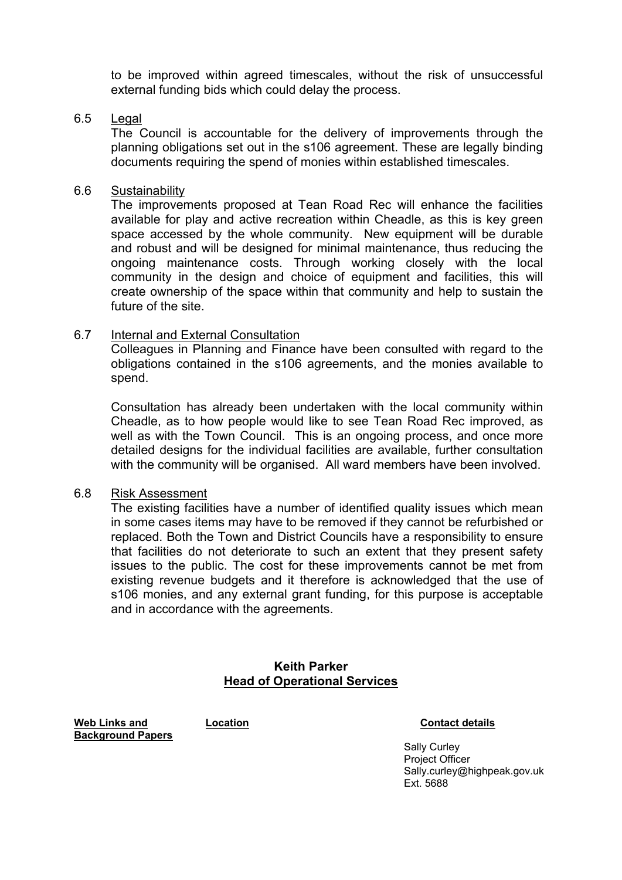to be improved within agreed timescales, without the risk of unsuccessful external funding bids which could delay the process.

6.5 Legal

The Council is accountable for the delivery of improvements through the planning obligations set out in the s106 agreement. These are legally binding documents requiring the spend of monies within established timescales.

6.6 Sustainability

The improvements proposed at Tean Road Rec will enhance the facilities available for play and active recreation within Cheadle, as this is key green space accessed by the whole community. New equipment will be durable and robust and will be designed for minimal maintenance, thus reducing the ongoing maintenance costs. Through working closely with the local community in the design and choice of equipment and facilities, this will create ownership of the space within that community and help to sustain the future of the site.

6.7 Internal and External Consultation

Colleagues in Planning and Finance have been consulted with regard to the obligations contained in the s106 agreements, and the monies available to spend.

Consultation has already been undertaken with the local community within Cheadle, as to how people would like to see Tean Road Rec improved, as well as with the Town Council. This is an ongoing process, and once more detailed designs for the individual facilities are available, further consultation with the community will be organised. All ward members have been involved.

6.8 Risk Assessment

The existing facilities have a number of identified quality issues which mean in some cases items may have to be removed if they cannot be refurbished or replaced. Both the Town and District Councils have a responsibility to ensure that facilities do not deteriorate to such an extent that they present safety issues to the public. The cost for these improvements cannot be met from existing revenue budgets and it therefore is acknowledged that the use of s106 monies, and any external grant funding, for this purpose is acceptable and in accordance with the agreements.

**Keith Parker**
**Head of Operational Services**

| Web Links and Background Papers | Location | Contact details |
|---|---|---|
| | | Sally Curley<br>Project Officer<br>Sally.curley@highpeak.gov.uk<br>Ext. 5688 |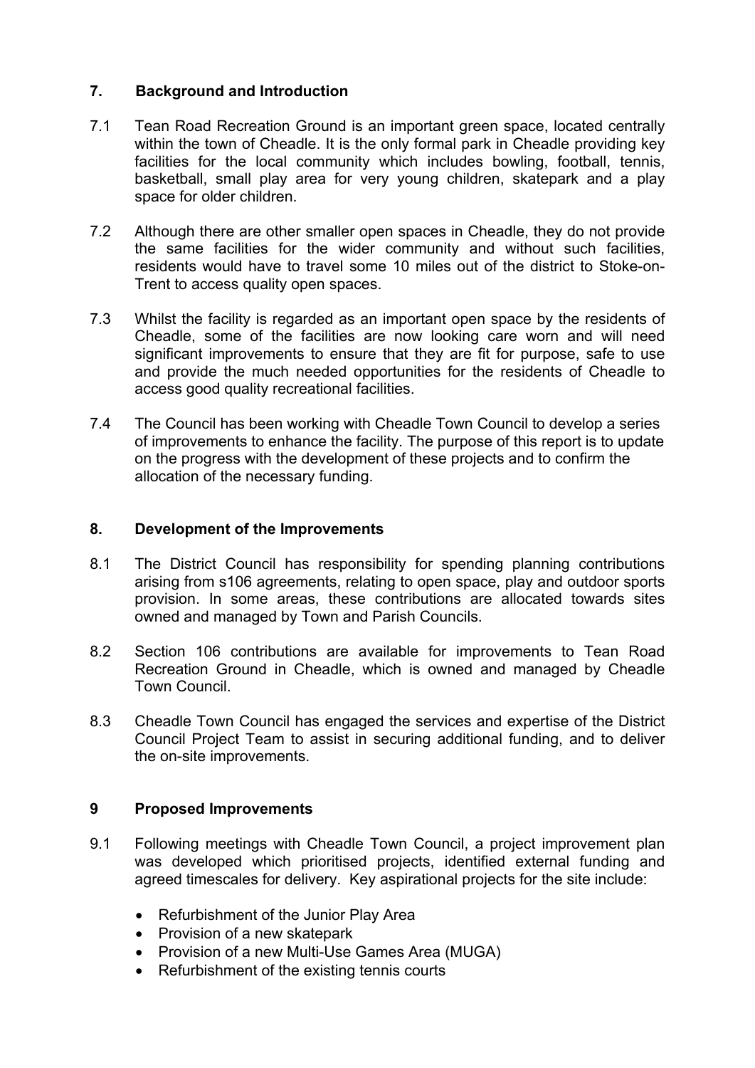## 7. Background and Introduction

7.1 Tean Road Recreation Ground is an important green space, located centrally within the town of Cheadle. It is the only formal park in Cheadle providing key facilities for the local community which includes bowling, football, tennis, basketball, small play area for very young children, skatepark and a play space for older children.

7.2 Although there are other smaller open spaces in Cheadle, they do not provide the same facilities for the wider community and without such facilities, residents would have to travel some 10 miles out of the district to Stoke-on-Trent to access quality open spaces.

7.3 Whilst the facility is regarded as an important open space by the residents of Cheadle, some of the facilities are now looking care worn and will need significant improvements to ensure that they are fit for purpose, safe to use and provide the much needed opportunities for the residents of Cheadle to access good quality recreational facilities.

7.4 The Council has been working with Cheadle Town Council to develop a series of improvements to enhance the facility. The purpose of this report is to update on the progress with the development of these projects and to confirm the allocation of the necessary funding.

## 8. Development of the Improvements

8.1 The District Council has responsibility for spending planning contributions arising from s106 agreements, relating to open space, play and outdoor sports provision. In some areas, these contributions are allocated towards sites owned and managed by Town and Parish Councils.

8.2 Section 106 contributions are available for improvements to Tean Road Recreation Ground in Cheadle, which is owned and managed by Cheadle Town Council.

8.3 Cheadle Town Council has engaged the services and expertise of the District Council Project Team to assist in securing additional funding, and to deliver the on-site improvements.

## 9 Proposed Improvements

9.1 Following meetings with Cheadle Town Council, a project improvement plan was developed which prioritised projects, identified external funding and agreed timescales for delivery. Key aspirational projects for the site include:

- Refurbishment of the Junior Play Area
- Provision of a new skatepark
- Provision of a new Multi-Use Games Area (MUGA)
- Refurbishment of the existing tennis courts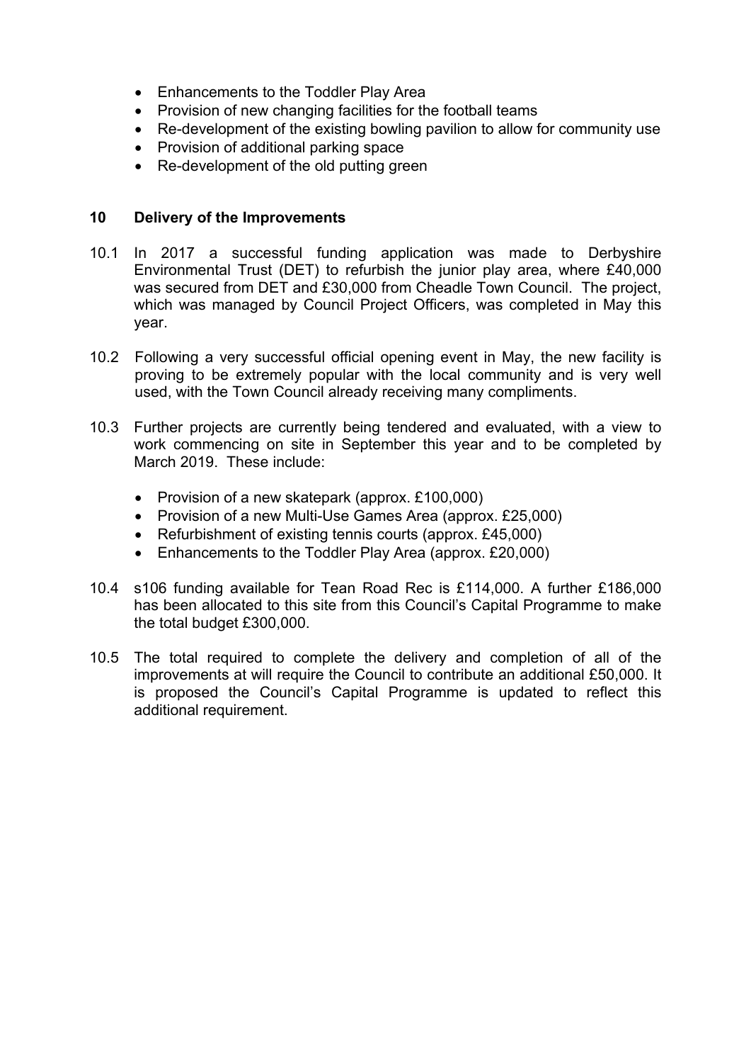- Enhancements to the Toddler Play Area
- Provision of new changing facilities for the football teams
- Re-development of the existing bowling pavilion to allow for community use
- Provision of additional parking space
- Re-development of the old putting green

## 10 Delivery of the Improvements

10.1 In 2017 a successful funding application was made to Derbyshire Environmental Trust (DET) to refurbish the junior play area, where £40,000 was secured from DET and £30,000 from Cheadle Town Council. The project, which was managed by Council Project Officers, was completed in May this year.

10.2 Following a very successful official opening event in May, the new facility is proving to be extremely popular with the local community and is very well used, with the Town Council already receiving many compliments.

10.3 Further projects are currently being tendered and evaluated, with a view to work commencing on site in September this year and to be completed by March 2019. These include:

- Provision of a new skatepark (approx. £100,000)
- Provision of a new Multi-Use Games Area (approx. £25,000)
- Refurbishment of existing tennis courts (approx. £45,000)
- Enhancements to the Toddler Play Area (approx. £20,000)

10.4 s106 funding available for Tean Road Rec is £114,000. A further £186,000 has been allocated to this site from this Council's Capital Programme to make the total budget £300,000.

10.5 The total required to complete the delivery and completion of all of the improvements at will require the Council to contribute an additional £50,000. It is proposed the Council's Capital Programme is updated to reflect this additional requirement.